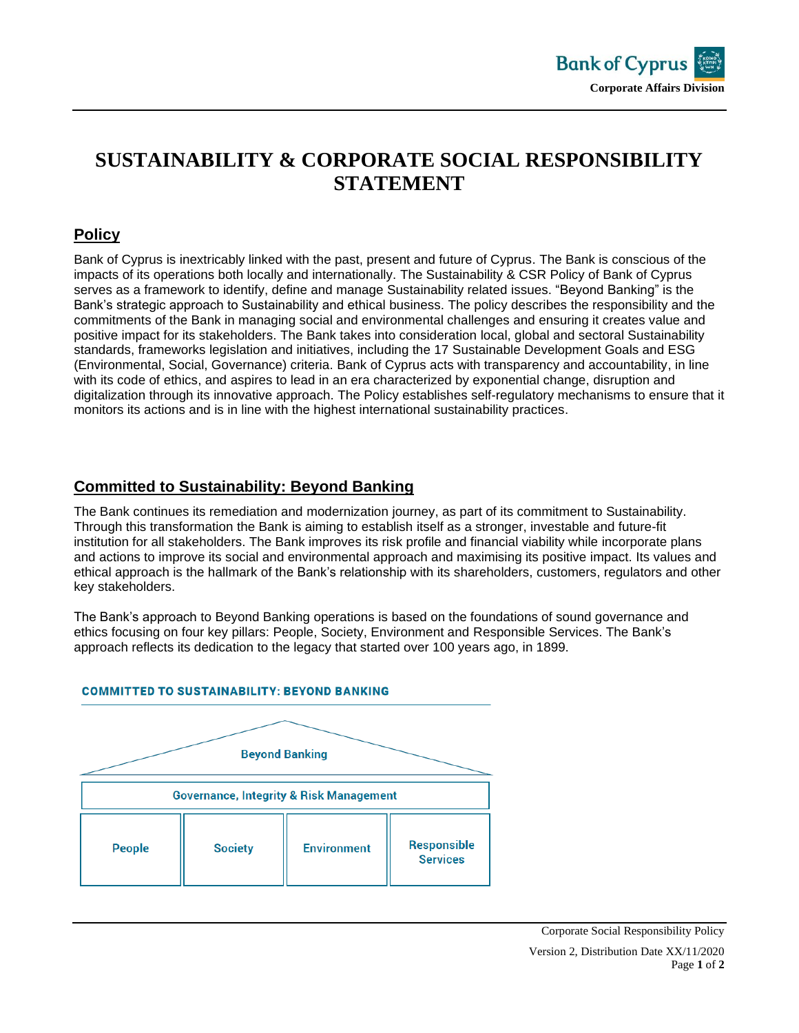# SUSTAINABILITY & CORPORATE SOCIAL RESPONSIBILITY STATEMENT

## Policy

Bank of Cyprus is inextricably linked with the past, present and future of Cyprus. The Bank is conscious of the impacts of its operations both locally and internationally. The Sustainability & CSR Policy of Bank of Cyprus serves as a framework to identify, define and manage Sustainability related issues. "Beyond Banking" is the Bank's strategic approach to Sustainability and ethical business. The policy describes the responsibility and the commitments of the Bank in managing social and environmental challenges and ensuring it creates value and positive impact for its stakeholders. The Bank takes into consideration local, global and sectoral Sustainability standards, frameworks legislation and initiatives, including the 17 Sustainable Development Goals and ESG (Environmental, Social, Governance) criteria. Bank of Cyprus acts with transparency and accountability, in line with its code of ethics, and aspires to lead in an era characterized by exponential change, disruption and digitalization through its innovative approach. The Policy establishes self-regulatory mechanisms to ensure that it monitors its actions and is in line with the highest international sustainability practices.

## Committed to Sustainability: Beyond Banking

The Bank continues its remediation and modernization journey, as part of its commitment to Sustainability. Through this transformation the Bank is aiming to establish itself as a stronger, investable and future-fit institution for all stakeholders. The Bank improves its risk profile and financial viability while incorporate plans and actions to improve its social and environmental approach and maximising its positive impact. Its values and ethical approach is the hallmark of the Bank's relationship with its shareholders, customers, regulators and other key stakeholders.

The Bank's approach to Beyond Banking operations is based on the foundations of sound governance and ethics focusing on four key pillars: People, Society, Environment and Responsible Services. The Bank's approach reflects its dedication to the legacy that started over 100 years ago, in 1899.

**COMMITTED TO SUSTAINABILITY: BEYOND BANKING**

| Beyond Banking | | | |
|---|---|---|---|
| Governance, Integrity & Risk Management | | | |
| People | Society | Environment | Responsible Services |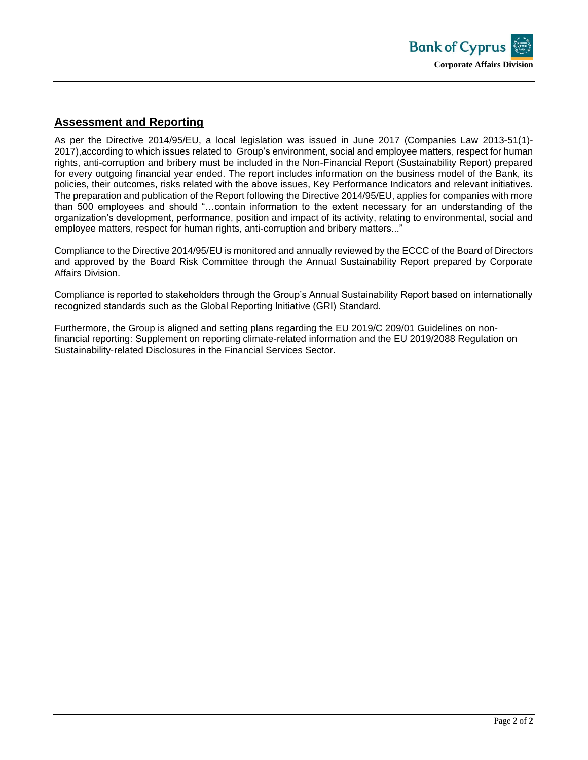## Assessment and Reporting

As per the Directive 2014/95/EU, a local legislation was issued in June 2017 (Companies Law 2013-51(1)-2017),according to which issues related to Group's environment, social and employee matters, respect for human rights, anti-corruption and bribery must be included in the Non-Financial Report (Sustainability Report) prepared for every outgoing financial year ended. The report includes information on the business model of the Bank, its policies, their outcomes, risks related with the above issues, Key Performance Indicators and relevant initiatives. The preparation and publication of the Report following the Directive 2014/95/EU, applies for companies with more than 500 employees and should "…contain information to the extent necessary for an understanding of the organization's development, performance, position and impact of its activity, relating to environmental, social and employee matters, respect for human rights, anti-corruption and bribery matters..."

Compliance to the Directive 2014/95/EU is monitored and annually reviewed by the ECCC of the Board of Directors and approved by the Board Risk Committee through the Annual Sustainability Report prepared by Corporate Affairs Division.

Compliance is reported to stakeholders through the Group's Annual Sustainability Report based on internationally recognized standards such as the Global Reporting Initiative (GRI) Standard.

Furthermore, the Group is aligned and setting plans regarding the EU 2019/C 209/01 Guidelines on non-financial reporting: Supplement on reporting climate-related information and the EU 2019/2088 Regulation on Sustainability-related Disclosures in the Financial Services Sector.